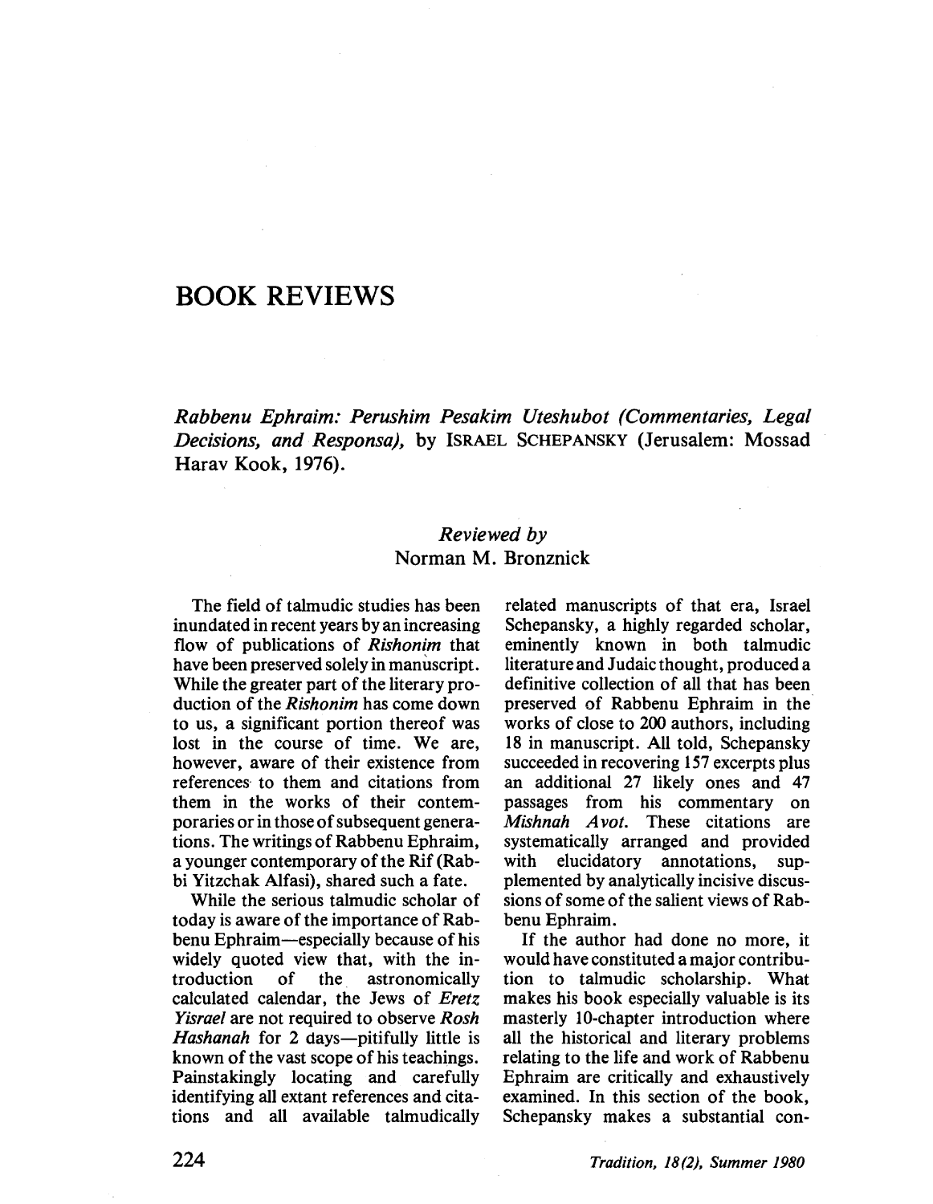# BOOK REVIEWS

*Rabbenu Ephraim: Perushim Pesakim Uteshubot (Commentaries, Legal Decisions, and Responsa),* by ISRAEL SCHEPANSKY (Jerusalem: Mossad Harav Kook, 1976).

*Reviewed by*
Norman M. Bronznick

The field of talmudic studies has been inundated in recent years by an increasing flow of publications of *Rishonim* that have been preserved solely in manuscript. While the greater part of the literary production of the *Rishonim* has come down to us, a significant portion thereof was lost in the course of time. We are, however, aware of their existence from references to them and citations from them in the works of their contemporaries or in those of subsequent generations. The writings of Rabbenu Ephraim, a younger contemporary of the Rif (Rabbi Yitzchak Alfasi), shared such a fate.

While the serious talmudic scholar of today is aware of the importance of Rabbenu Ephraim—especially because of his widely quoted view that, with the introduction of the astronomically calculated calendar, the Jews of *Eretz Yisrael* are not required to observe *Rosh Hashanah* for 2 days—pitifully little is known of the vast scope of his teachings. Painstakingly locating and carefully identifying all extant references and citations and all available talmudically related manuscripts of that era, Israel Schepansky, a highly regarded scholar, eminently known in both talmudic literature and Judaic thought, produced a definitive collection of all that has been preserved of Rabbenu Ephraim in the works of close to 200 authors, including 18 in manuscript. All told, Schepansky succeeded in recovering 157 excerpts plus an additional 27 likely ones and 47 passages from his commentary on *Mishnah Avot.* These citations are systematically arranged and provided with elucidatory annotations, supplemented by analytically incisive discussions of some of the salient views of Rabbenu Ephraim.

If the author had done no more, it would have constituted a major contribution to talmudic scholarship. What makes his book especially valuable is its masterly 10-chapter introduction where all the historical and literary problems relating to the life and work of Rabbenu Ephraim are critically and exhaustively examined. In this section of the book, Schepansky makes a substantial con-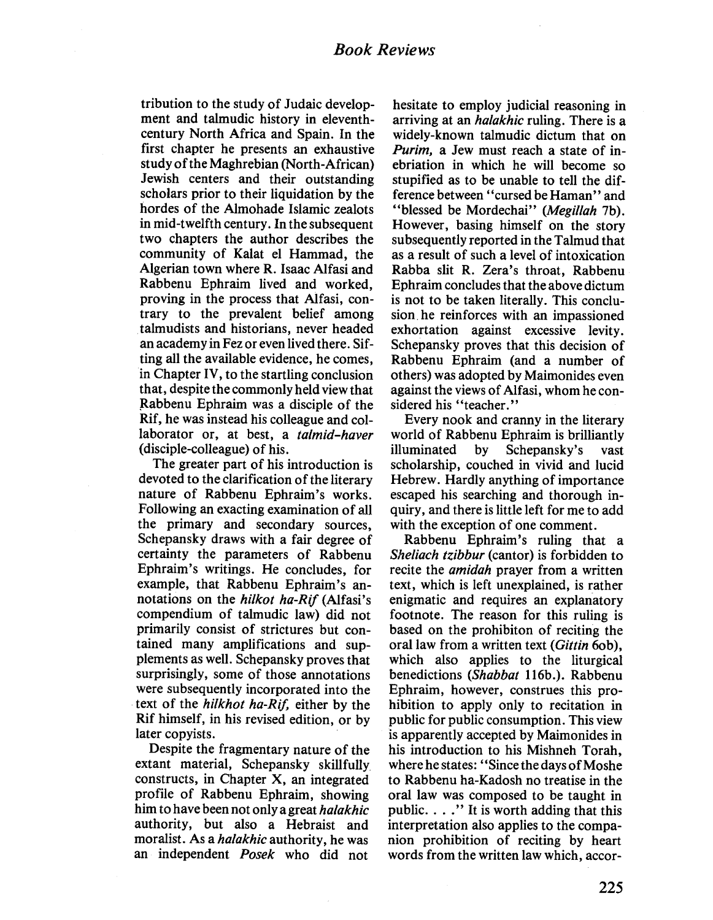tribution to the study of Judaic development and talmudic history in eleventh-century North Africa and Spain. In the first chapter he presents an exhaustive study of the Maghrebian (North-African) Jewish centers and their outstanding scholars prior to their liquidation by the hordes of the Almohade Islamic zealots in mid-twelfth century. In the subsequent two chapters the author describes the community of Kalat el Hammad, the Algerian town where R. Isaac Alfasi and Rabbenu Ephraim lived and worked, proving in the process that Alfasi, contrary to the prevalent belief among talmudists and historians, never headed an academy in Fez or even lived there. Sifting all the available evidence, he comes, in Chapter IV, to the startling conclusion that, despite the commonly held view that Rabbenu Ephraim was a disciple of the Rif, he was instead his colleague and collaborator or, at best, a *talmid-haver* (disciple-colleague) of his.

The greater part of his introduction is devoted to the clarification of the literary nature of Rabbenu Ephraim's works. Following an exacting examination of all the primary and secondary sources, Schepansky draws with a fair degree of certainty the parameters of Rabbenu Ephraim's writings. He concludes, for example, that Rabbenu Ephraim's annotations on the *hilkot ha-Rif* (Alfasi's compendium of talmudic law) did not primarily consist of strictures but contained many amplifications and supplements as well. Schepansky proves that surprisingly, some of those annotations were subsequently incorporated into the text of the *hilkhot ha-Rif,* either by the Rif himself, in his revised edition, or by later copyists.

Despite the fragmentary nature of the extant material, Schepansky skillfully constructs, in Chapter X, an integrated profile of Rabbenu Ephraim, showing him to have been not only a great *halakhic* authority, but also a Hebraist and moralist. As a *halakhic* authority, he was an independent *Posek* who did not hesitate to employ judicial reasoning in arriving at an *halakhic* ruling. There is a widely-known talmudic dictum that on *Purim,* a Jew must reach a state of inebriation in which he will become so stupified as to be unable to tell the difference between "cursed be Haman" and "blessed be Mordechai" (*Megillah* 7b). However, basing himself on the story subsequently reported in the Talmud that as a result of such a level of intoxication Rabba slit R. Zera's throat, Rabbenu Ephraim concludes that the above dictum is not to be taken literally. This conclusion he reinforces with an impassioned exhortation against excessive levity. Schepansky proves that this decision of Rabbenu Ephraim (and a number of others) was adopted by Maimonides even against the views of Alfasi, whom he considered his "teacher."

Every nook and cranny in the literary world of Rabbenu Ephraim is brilliantly illuminated by Schepansky's vast scholarship, couched in vivid and lucid Hebrew. Hardly anything of importance escaped his searching and thorough inquiry, and there is little left for me to add with the exception of one comment.

Rabbenu Ephraim's ruling that a *Sheliach tzibbur* (cantor) is forbidden to recite the *amidah* prayer from a written text, which is left unexplained, is rather enigmatic and requires an explanatory footnote. The reason for this ruling is based on the prohibiton of reciting the oral law from a written text (*Gittin* 60b), which also applies to the liturgical benedictions (*Shabbat* 116b.). Rabbenu Ephraim, however, construes this prohibition to apply only to recitation in public for public consumption. This view is apparently accepted by Maimonides in his introduction to his Mishneh Torah, where he states: "Since the days of Moshe to Rabbenu ha-Kadosh no treatise in the oral law was composed to be taught in public. . . ." It is worth adding that this interpretation also applies to the companion prohibition of reciting by heart words from the written law which, accor-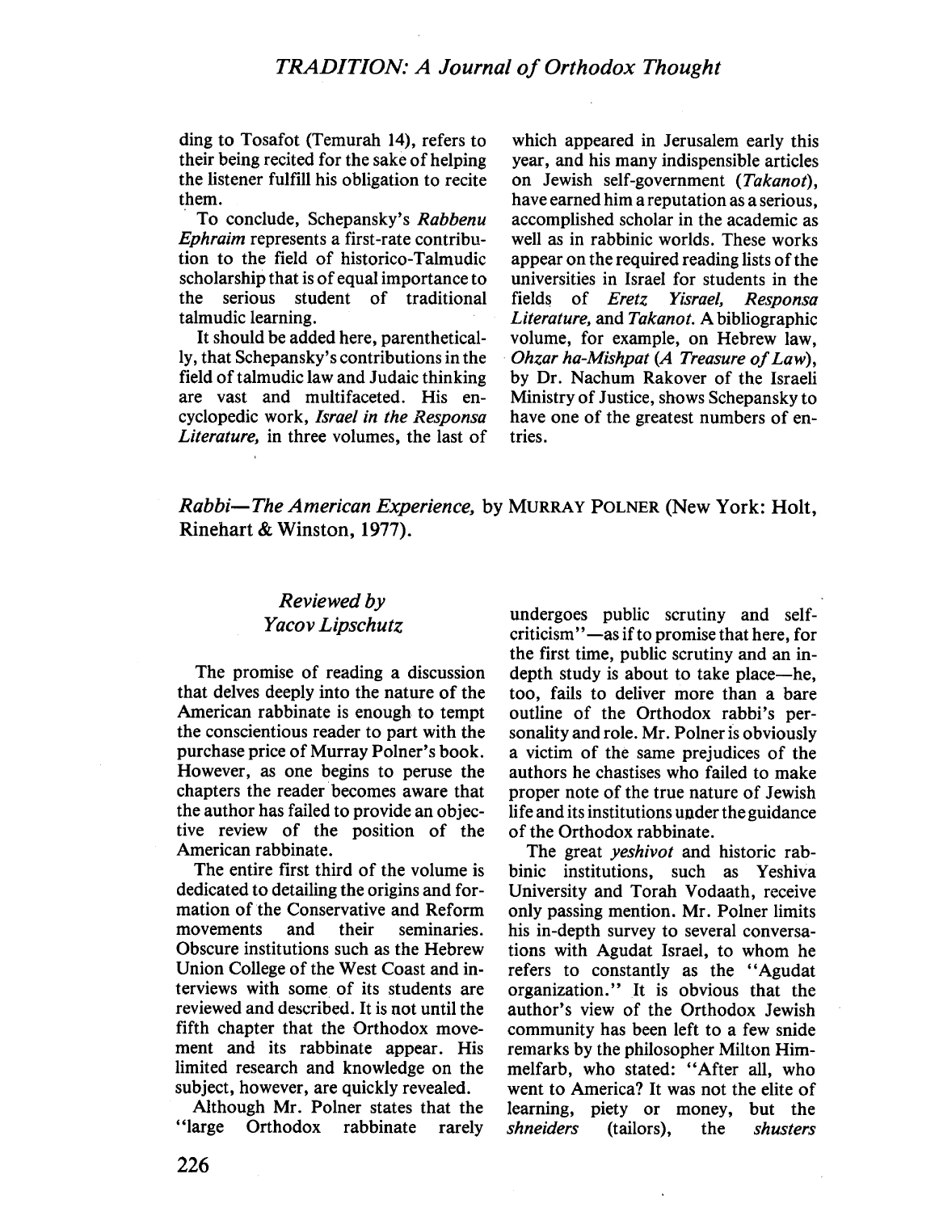ding to Tosafot (Temurah 14), refers to their being recited for the sake of helping the listener fulfill his obligation to recite them.

To conclude, Schepansky's *Rabbenu Ephraim* represents a first-rate contribution to the field of historico-Talmudic scholarship that is of equal importance to the serious student of traditional talmudic learning.

It should be added here, parenthetically, that Schepansky's contributions in the field of talmudic law and Judaic thinking are vast and multifaceted. His encyclopedic work, *Israel in the Responsa Literature,* in three volumes, the last of which appeared in Jerusalem early this year, and his many indispensible articles on Jewish self-government (*Takanot*), have earned him a reputation as a serious, accomplished scholar in the academic as well as in rabbinic worlds. These works appear on the required reading lists of the universities in Israel for students in the fields of *Eretz Yisrael, Responsa Literature,* and *Takanot.* A bibliographic volume, for example, on Hebrew law, *Ohzar ha-Mishpat* (*A Treasure of Law*), by Dr. Nachum Rakover of the Israeli Ministry of Justice, shows Schepansky to have one of the greatest numbers of entries.

## *Rabbi—The American Experience,* by MURRAY POLNER (New York: Holt, Rinehart & Winston, 1977).

### *Reviewed by Yacov Lipschutz*

The promise of reading a discussion that delves deeply into the nature of the American rabbinate is enough to tempt the conscientious reader to part with the purchase price of Murray Polner's book. However, as one begins to peruse the chapters the reader becomes aware that the author has failed to provide an objective review of the position of the American rabbinate.

The entire first third of the volume is dedicated to detailing the origins and formation of the Conservative and Reform movements and their seminaries. Obscure institutions such as the Hebrew Union College of the West Coast and interviews with some of its students are reviewed and described. It is not until the fifth chapter that the Orthodox movement and its rabbinate appear. His limited research and knowledge on the subject, however, are quickly revealed.

Although Mr. Polner states that the "large Orthodox rabbinate rarely undergoes public scrutiny and self-criticism"—as if to promise that here, for the first time, public scrutiny and an in-depth study is about to take place—he, too, fails to deliver more than a bare outline of the Orthodox rabbi's personality and role. Mr. Polner is obviously a victim of the same prejudices of the authors he chastises who failed to make proper note of the true nature of Jewish life and its institutions under the guidance of the Orthodox rabbinate.

The great *yeshivot* and historic rabbinic institutions, such as Yeshiva University and Torah Vodaath, receive only passing mention. Mr. Polner limits his in-depth survey to several conversations with Agudat Israel, to whom he refers to constantly as the "Agudat organization." It is obvious that the author's view of the Orthodox Jewish community has been left to a few snide remarks by the philosopher Milton Himmelfarb, who stated: "After all, who went to America? It was not the elite of learning, piety or money, but the *shneiders* (tailors), the *shusters*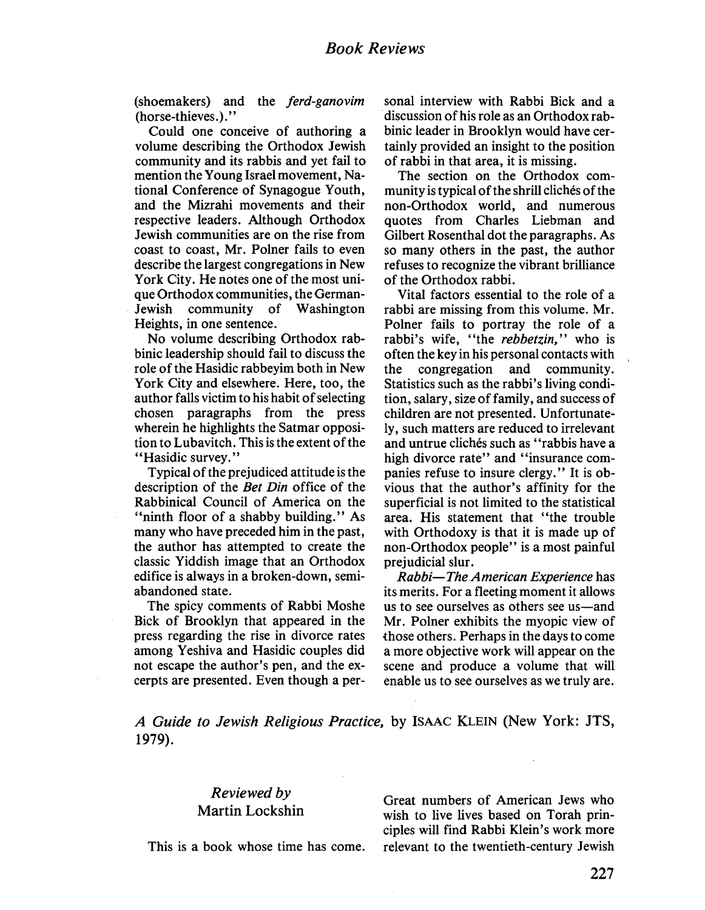(shoemakers) and the *ferd-ganovim* (horse-thieves.)."

Could one conceive of authoring a volume describing the Orthodox Jewish community and its rabbis and yet fail to mention the Young Israel movement, National Conference of Synagogue Youth, and the Mizrahi movements and their respective leaders. Although Orthodox Jewish communities are on the rise from coast to coast, Mr. Polner fails to even describe the largest congregations in New York City. He notes one of the most unique Orthodox communities, the German-Jewish community of Washington Heights, in one sentence.

No volume describing Orthodox rabbinic leadership should fail to discuss the role of the Hasidic rabbeyim both in New York City and elsewhere. Here, too, the author falls victim to his habit of selecting chosen paragraphs from the press wherein he highlights the Satmar opposition to Lubavitch. This is the extent of the "Hasidic survey."

Typical of the prejudiced attitude is the description of the *Bet Din* office of the Rabbinical Council of America on the "ninth floor of a shabby building." As many who have preceded him in the past, the author has attempted to create the classic Yiddish image that an Orthodox edifice is always in a broken-down, semi-abandoned state.

The spicy comments of Rabbi Moshe Bick of Brooklyn that appeared in the press regarding the rise in divorce rates among Yeshiva and Hasidic couples did not escape the author's pen, and the excerpts are presented. Even though a personal interview with Rabbi Bick and a discussion of his role as an Orthodox rabbinic leader in Brooklyn would have certainly provided an insight to the position of rabbi in that area, it is missing.

The section on the Orthodox community is typical of the shrill clichés of the non-Orthodox world, and numerous quotes from Charles Liebman and Gilbert Rosenthal dot the paragraphs. As so many others in the past, the author refuses to recognize the vibrant brilliance of the Orthodox rabbi.

Vital factors essential to the role of a rabbi are missing from this volume. Mr. Polner fails to portray the role of a rabbi's wife, "the *rebbetzin*," who is often the key in his personal contacts with the congregation and community. Statistics such as the rabbi's living condition, salary, size of family, and success of children are not presented. Unfortunately, such matters are reduced to irrelevant and untrue clichés such as "rabbis have a high divorce rate" and "insurance companies refuse to insure clergy." It is obvious that the author's affinity for the superficial is not limited to the statistical area. His statement that "the trouble with Orthodoxy is that it is made up of non-Orthodox people" is a most painful prejudicial slur.

*Rabbi—The American Experience* has its merits. For a fleeting moment it allows us to see ourselves as others see us—and Mr. Polner exhibits the myopic view of those others. Perhaps in the days to come a more objective work will appear on the scene and produce a volume that will enable us to see ourselves as we truly are.

## *A Guide to Jewish Religious Practice*, by ISAAC KLEIN (New York: JTS, 1979).

*Reviewed by*
Martin Lockshin

This is a book whose time has come. Great numbers of American Jews who wish to live lives based on Torah principles will find Rabbi Klein's work more relevant to the twentieth-century Jewish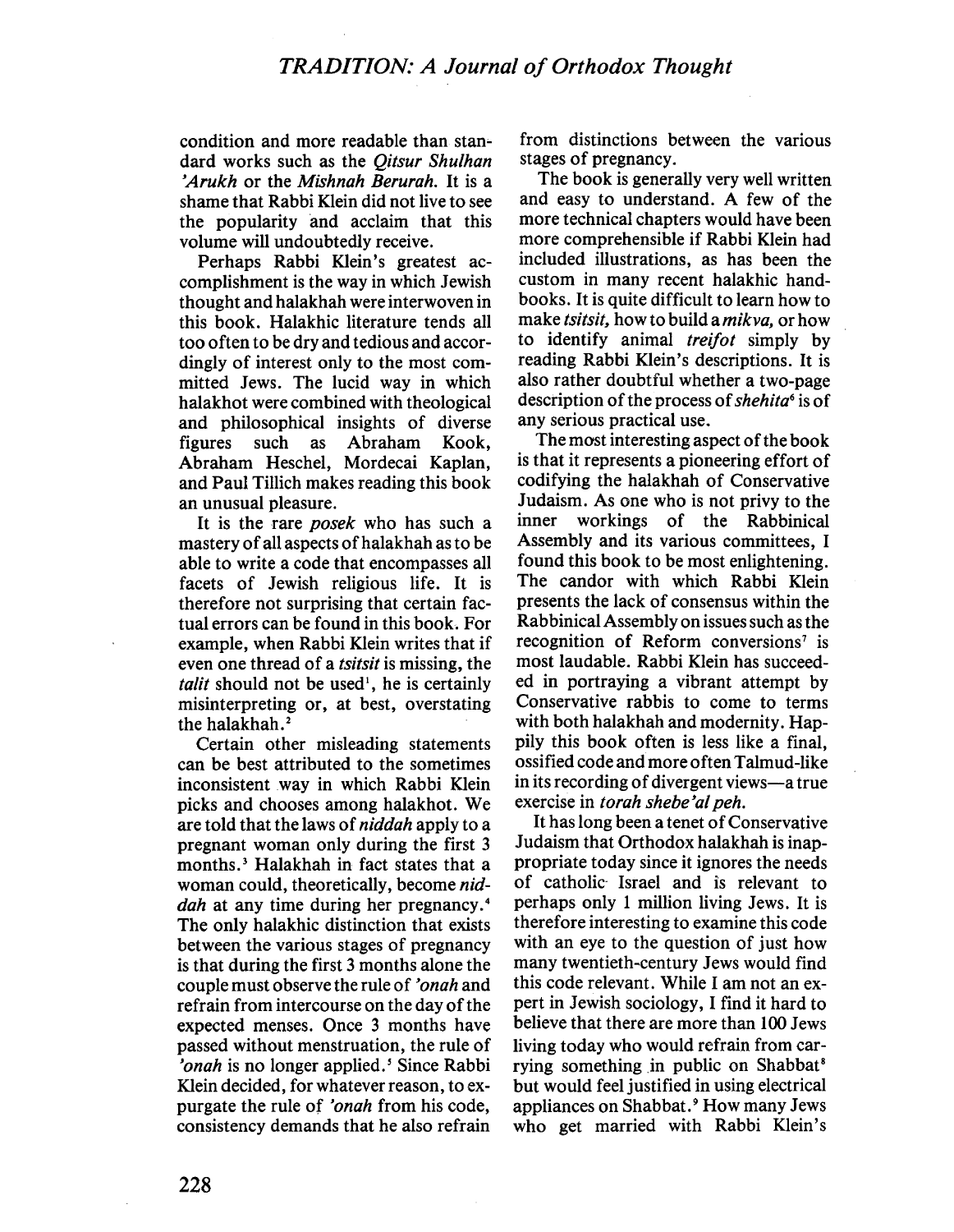condition and more readable than standard works such as the *Qitsur Shulhan 'Arukh* or the *Mishnah Berurah*. It is a shame that Rabbi Klein did not live to see the popularity and acclaim that this volume will undoubtedly receive.

Perhaps Rabbi Klein's greatest accomplishment is the way in which Jewish thought and halakhah were interwoven in this book. Halakhic literature tends all too often to be dry and tedious and accordingly of interest only to the most committed Jews. The lucid way in which halakhot were combined with theological and philosophical insights of diverse figures such as Abraham Kook, Abraham Heschel, Mordecai Kaplan, and Paul Tillich makes reading this book an unusual pleasure.

It is the rare *posek* who has such a mastery of all aspects of halakhah as to be able to write a code that encompasses all facets of Jewish religious life. It is therefore not surprising that certain factual errors can be found in this book. For example, when Rabbi Klein writes that if even one thread of a *tsitsit* is missing, the *talit* should not be used[1], he is certainly misinterpreting or, at best, overstating the halakhah.[2]

Certain other misleading statements can be best attributed to the sometimes inconsistent way in which Rabbi Klein picks and chooses among halakhot. We are told that the laws of *niddah* apply to a pregnant woman only during the first 3 months.[3] Halakhah in fact states that a woman could, theoretically, become *niddah* at any time during her pregnancy.[4] The only halakhic distinction that exists between the various stages of pregnancy is that during the first 3 months alone the couple must observe the rule of *'onah* and refrain from intercourse on the day of the expected menses. Once 3 months have passed without menstruation, the rule of *'onah* is no longer applied.[5] Since Rabbi Klein decided, for whatever reason, to expurgate the rule of *'onah* from his code, consistency demands that he also refrain from distinctions between the various stages of pregnancy.

The book is generally very well written and easy to understand. A few of the more technical chapters would have been more comprehensible if Rabbi Klein had included illustrations, as has been the custom in many recent halakhic handbooks. It is quite difficult to learn how to make *tsitsit*, how to build a *mikva*, or how to identify animal *treifot* simply by reading Rabbi Klein's descriptions. It is also rather doubtful whether a two-page description of the process of *shehita*[6] is of any serious practical use.

The most interesting aspect of the book is that it represents a pioneering effort of codifying the halakhah of Conservative Judaism. As one who is not privy to the inner workings of the Rabbinical Assembly and its various committees, I found this book to be most enlightening. The candor with which Rabbi Klein presents the lack of consensus within the Rabbinical Assembly on issues such as the recognition of Reform conversions[7] is most laudable. Rabbi Klein has succeeded in portraying a vibrant attempt by Conservative rabbis to come to terms with both halakhah and modernity. Happily this book often is less like a final, ossified code and more often Talmud-like in its recording of divergent views—a true exercise in *torah shebe'al peh*.

It has long been a tenet of Conservative Judaism that Orthodox halakhah is inappropriate today since it ignores the needs of catholic Israel and is relevant to perhaps only 1 million living Jews. It is therefore interesting to examine this code with an eye to the question of just how many twentieth-century Jews would find this code relevant. While I am not an expert in Jewish sociology, I find it hard to believe that there are more than 100 Jews living today who would refrain from carrying something in public on Shabbat[8] but would feel justified in using electrical appliances on Shabbat.[9] How many Jews who get married with Rabbi Klein's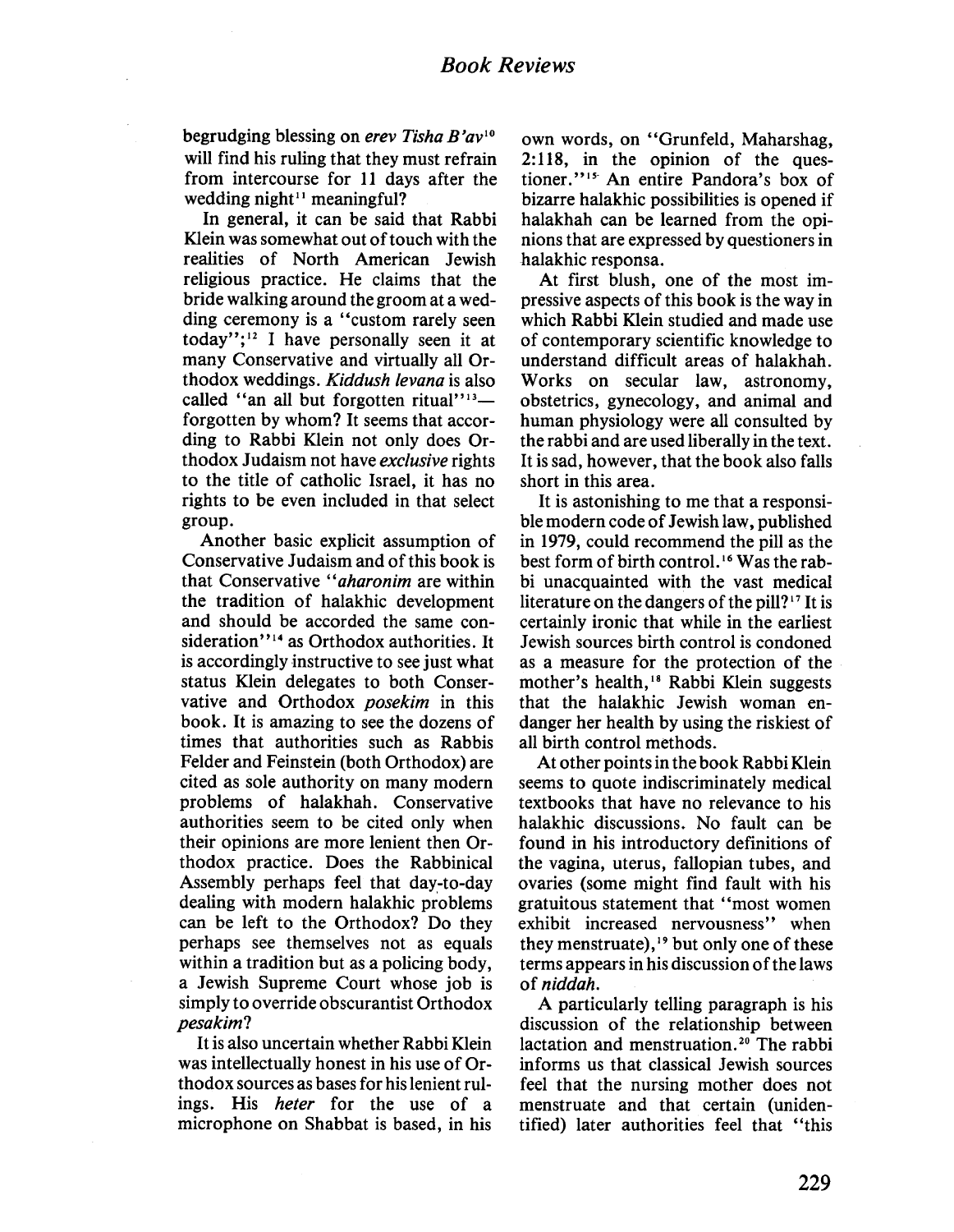begrudging blessing on *erev Tisha B'av*[10] will find his ruling that they must refrain from intercourse for 11 days after the wedding night[11] meaningful?

In general, it can be said that Rabbi Klein was somewhat out of touch with the realities of North American Jewish religious practice. He claims that the bride walking around the groom at a wedding ceremony is a "custom rarely seen today";[12] I have personally seen it at many Conservative and virtually all Orthodox weddings. *Kiddush levana* is also called "an all but forgotten ritual"[13]—forgotten by whom? It seems that according to Rabbi Klein not only does Orthodox Judaism not have *exclusive* rights to the title of catholic Israel, it has no rights to be even included in that select group.

Another basic explicit assumption of Conservative Judaism and of this book is that Conservative "*aharonim* are within the tradition of halakhic development and should be accorded the same consideration"[14] as Orthodox authorities. It is accordingly instructive to see just what status Klein delegates to both Conservative and Orthodox *posekim* in this book. It is amazing to see the dozens of times that authorities such as Rabbis Felder and Feinstein (both Orthodox) are cited as sole authority on many modern problems of halakhah. Conservative authorities seem to be cited only when their opinions are more lenient then Orthodox practice. Does the Rabbinical Assembly perhaps feel that day-to-day dealing with modern halakhic problems can be left to the Orthodox? Do they perhaps see themselves not as equals within a tradition but as a policing body, a Jewish Supreme Court whose job is simply to override obscurantist Orthodox *pesakim*?

It is also uncertain whether Rabbi Klein was intellectually honest in his use of Orthodox sources as bases for his lenient rulings. His *heter* for the use of a microphone on Shabbat is based, in his own words, on "Grunfeld, Maharshag, 2:118, in the opinion of the questioner."[15] An entire Pandora's box of bizarre halakhic possibilities is opened if halakhah can be learned from the opinions that are expressed by questioners in halakhic responsa.

At first blush, one of the most impressive aspects of this book is the way in which Rabbi Klein studied and made use of contemporary scientific knowledge to understand difficult areas of halakhah. Works on secular law, astronomy, obstetrics, gynecology, and animal and human physiology were all consulted by the rabbi and are used liberally in the text. It is sad, however, that the book also falls short in this area.

It is astonishing to me that a responsible modern code of Jewish law, published in 1979, could recommend the pill as the best form of birth control.[16] Was the rabbi unacquainted with the vast medical literature on the dangers of the pill?[17] It is certainly ironic that while in the earliest Jewish sources birth control is condoned as a measure for the protection of the mother's health,[18] Rabbi Klein suggests that the halakhic Jewish woman endanger her health by using the riskiest of all birth control methods.

At other points in the book Rabbi Klein seems to quote indiscriminately medical textbooks that have no relevance to his halakhic discussions. No fault can be found in his introductory definitions of the vagina, uterus, fallopian tubes, and ovaries (some might find fault with his gratuitous statement that "most women exhibit increased nervousness" when they menstruate),[19] but only one of these terms appears in his discussion of the laws of *niddah*.

A particularly telling paragraph is his discussion of the relationship between lactation and menstruation.[20] The rabbi informs us that classical Jewish sources feel that the nursing mother does not menstruate and that certain (unidentified) later authorities feel that "this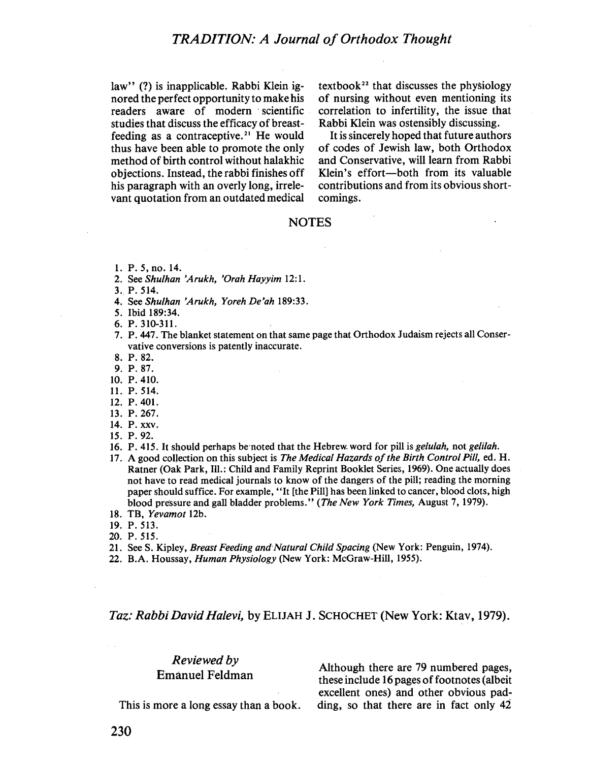law" (?) is inapplicable. Rabbi Klein ignored the perfect opportunity to make his readers aware of modern scientific studies that discuss the efficacy of breast-feeding as a contraceptive.[21] He would thus have been able to promote the only method of birth control without halakhic objections. Instead, the rabbi finishes off his paragraph with an overly long, irrelevant quotation from an outdated medical textbook[22] that discusses the physiology of nursing without even mentioning its correlation to infertility, the issue that Rabbi Klein was ostensibly discussing.

It is sincerely hoped that future authors of codes of Jewish law, both Orthodox and Conservative, will learn from Rabbi Klein's effort—both from its valuable contributions and from its obvious shortcomings.

## NOTES

1. P. 5, no. 14.
2. See *Shulhan 'Arukh, 'Orah Hayyim* 12:1.
3. P. 514.
4. See *Shulhan 'Arukh, Yoreh De'ah* 189:33.
5. Ibid 189:34.
6. P. 310-311.
7. P. 447. The blanket statement on that same page that Orthodox Judaism rejects all Conservative conversions is patently inaccurate.
8. P. 82.
9. P. 87.
10. P. 410.
11. P. 514.
12. P. 401.
13. P. 267.
14. P. xxv.
15. P. 92.
16. P. 415. It should perhaps be noted that the Hebrew word for pill is *gelulah,* not *gelilah.*
17. A good collection on this subject is *The Medical Hazards of the Birth Control Pill,* ed. H. Ratner (Oak Park, Ill.: Child and Family Reprint Booklet Series, 1969). One actually does not have to read medical journals to know of the dangers of the pill; reading the morning paper should suffice. For example, "It [the Pill] has been linked to cancer, blood clots, high blood pressure and gall bladder problems." (*The New York Times,* August 7, 1979).
18. TB, *Yevamot* 12b.
19. P. 513.
20. P. 515.
21. See S. Kipley, *Breast Feeding and Natural Child Spacing* (New York: Penguin, 1974).
22. B.A. Houssay, *Human Physiology* (New York: McGraw-Hill, 1955).

## *Taz: Rabbi David Halevi,* by ELIJAH J. SCHOCHET (New York: Ktav, 1979).

*Reviewed by*
Emanuel Feldman

This is more a long essay than a book. Although there are 79 numbered pages, these include 16 pages of footnotes (albeit excellent ones) and other obvious padding, so that there are in fact only 42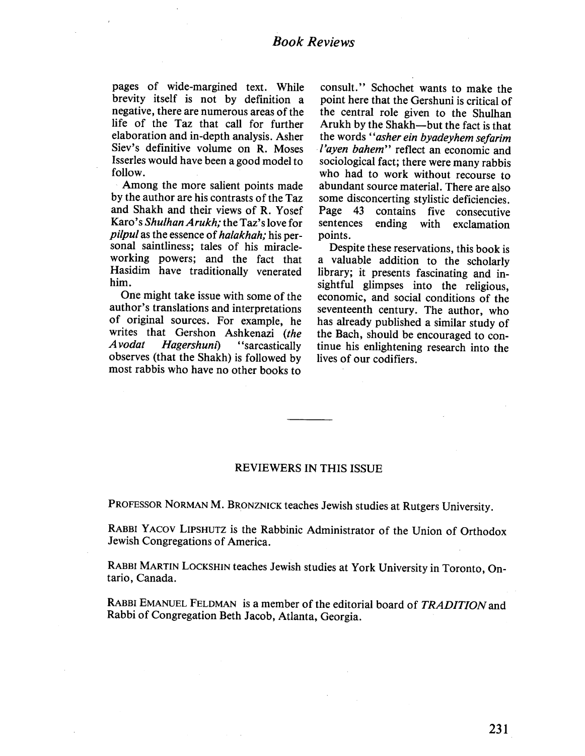pages of wide-margined text. While brevity itself is not by definition a negative, there are numerous areas of the life of the Taz that call for further elaboration and in-depth analysis. Asher Siev's definitive volume on R. Moses Isserles would have been a good model to follow.

Among the more salient points made by the author are his contrasts of the Taz and Shakh and their views of R. Yosef Karo's *Shulhan Arukh;* the Taz's love for *pilpul* as the essence of *halakhah;* his personal saintliness; tales of his miracle-working powers; and the fact that Hasidim have traditionally venerated him.

One might take issue with some of the author's translations and interpretations of original sources. For example, he writes that Gershon Ashkenazi (*the Avodat Hagershuni*) "sarcastically observes (that the Shakh) is followed by most rabbis who have no other books to consult." Schochet wants to make the point here that the Gershuni is critical of the central role given to the Shulhan Arukh by the Shakh—but the fact is that the words "*asher ein byadeyhem sefarim l'ayen bahem*" reflect an economic and sociological fact; there were many rabbis who had to work without recourse to abundant source material. There are also some disconcerting stylistic deficiencies. Page 43 contains five consecutive sentences ending with exclamation points.

Despite these reservations, this book is a valuable addition to the scholarly library; it presents fascinating and insightful glimpses into the religious, economic, and social conditions of the seventeenth century. The author, who has already published a similar study of the Bach, should be encouraged to continue his enlightening research into the lives of our codifiers.

---

## REVIEWERS IN THIS ISSUE

PROFESSOR NORMAN M. BRONZNICK teaches Jewish studies at Rutgers University.

RABBI YACOV LIPSHUTZ is the Rabbinic Administrator of the Union of Orthodox Jewish Congregations of America.

RABBI MARTIN LOCKSHIN teaches Jewish studies at York University in Toronto, Ontario, Canada.

RABBI EMANUEL FELDMAN is a member of the editorial board of *TRADITION* and Rabbi of Congregation Beth Jacob, Atlanta, Georgia.